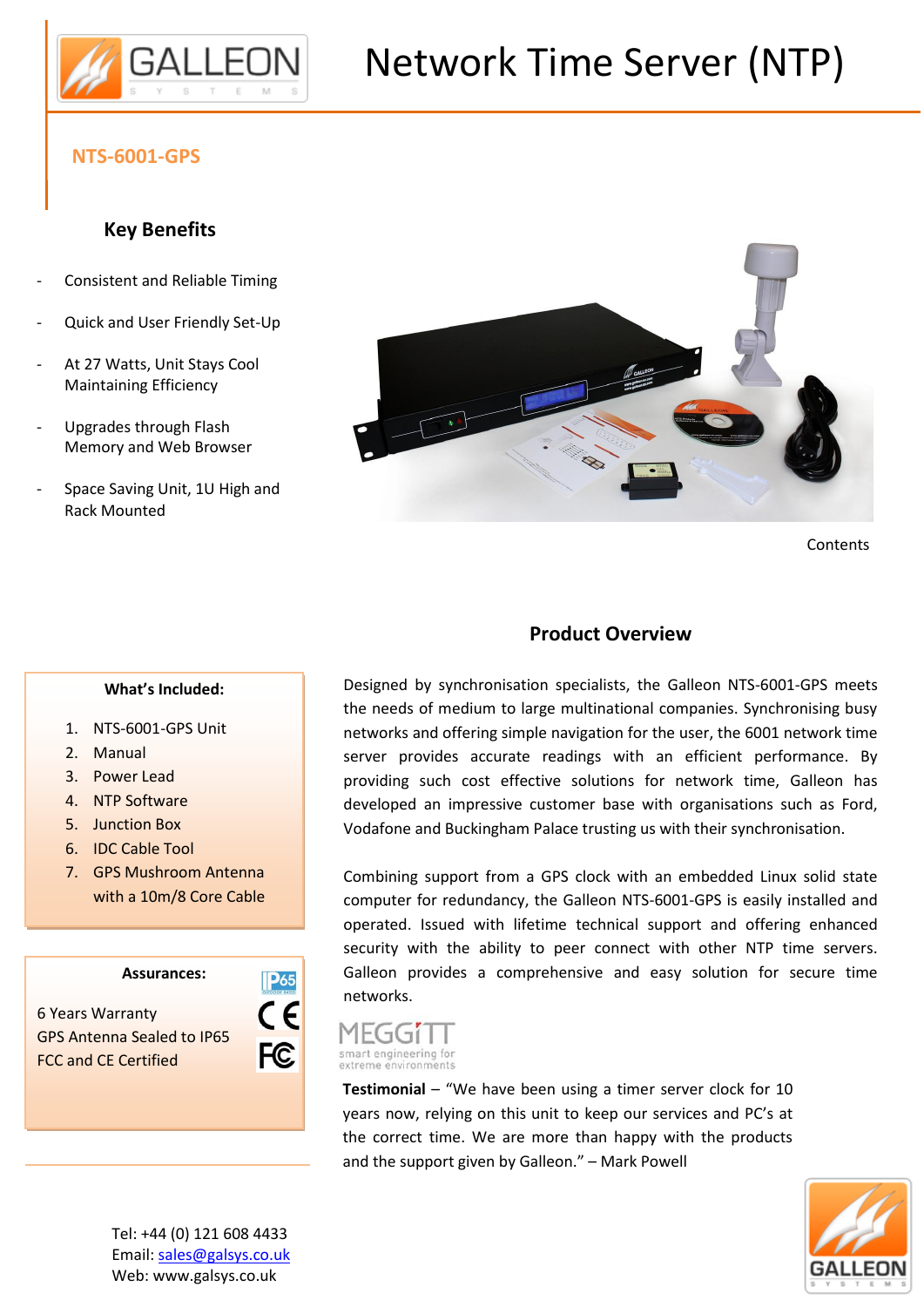# Network Time Server (NTP)

## NTS-6001-GPS

### Key Benefits

- Consistent and Reliable Timing
- Quick and User Friendly Set-Up
- At 27 Watts, Unit Stays Cool Maintaining Efficiency
- Upgrades through Flash Memory and Web Browser
- Space Saving Unit, 1U High and Rack Mounted

Contents

### Product Overview

Designed by synchronisation specialists, the Galleon NTS-6001-GPS meets the needs of medium to large multinational companies. Synchronising busy networks and offering simple navigation for the user, the 6001 network time server provides accurate readings with an efficient performance. By providing such cost effective solutions for network time, Galleon has developed an impressive customer base with organisations such as Ford, Vodafone and Buckingham Palace trusting us with their synchronisation.

Combining support from a GPS clock with an embedded Linux solid state computer for redundancy, the Galleon NTS-6001-GPS is easily installed and operated. Issued with lifetime technical support and offering enhanced security with the ability to peer connect with other NTP time servers. Galleon provides a comprehensive and easy solution for secure time networks.

MEGGiTT
smart engineering for extreme environments

**Testimonial** – "We have been using a timer server clock for 10 years now, relying on this unit to keep our services and PC's at the correct time. We are more than happy with the products and the support given by Galleon." – Mark Powell

**What's Included:**

1. NTS-6001-GPS Unit
2. Manual
3. Power Lead
4. NTP Software
5. Junction Box
6. IDC Cable Tool
7. GPS Mushroom Antenna with a 10m/8 Core Cable

**Assurances:**

6 Years Warranty
GPS Antenna Sealed to IP65
FCC and CE Certified

Tel: +44 (0) 121 608 4433
Email: sales@galsys.co.uk
Web: www.galsys.co.uk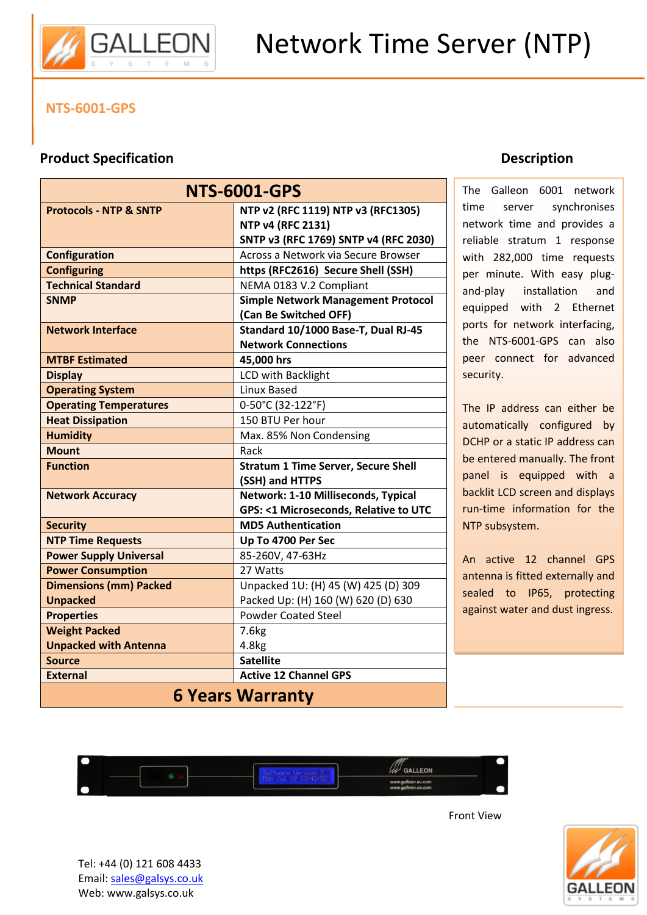# Network Time Server (NTP)

## NTS-6001-GPS

### Product Specification

| NTS-6001-GPS | |
|---|---|
| **Protocols - NTP & SNTP** | **NTP v2 (RFC 1119) NTP v3 (RFC1305) NTP v4 (RFC 2131) SNTP v3 (RFC 1769) SNTP v4 (RFC 2030)** |
| **Configuration** | Across a Network via Secure Browser |
| **Configuring** | **https (RFC2616) Secure Shell (SSH)** |
| **Technical Standard** | NEMA 0183 V.2 Compliant |
| **SNMP** | **Simple Network Management Protocol (Can Be Switched OFF)** |
| **Network Interface** | **Standard 10/1000 Base-T, Dual RJ-45 Network Connections** |
| **MTBF Estimated** | **45,000 hrs** |
| **Display** | LCD with Backlight |
| **Operating System** | Linux Based |
| **Operating Temperatures** | 0-50°C (32-122°F) |
| **Heat Dissipation** | 150 BTU Per hour |
| **Humidity** | Max. 85% Non Condensing |
| **Mount** | Rack |
| **Function** | **Stratum 1 Time Server, Secure Shell (SSH) and HTTPS** |
| **Network Accuracy** | **Network: 1-10 Milliseconds, Typical GPS: <1 Microseconds, Relative to UTC** |
| **Security** | **MD5 Authentication** |
| **NTP Time Requests** | **Up To 4700 Per Sec** |
| **Power Supply Universal** | 85-260V, 47-63Hz |
| **Power Consumption** | 27 Watts |
| **Dimensions (mm) Packed Unpacked** | Unpacked 1U: (H) 45 (W) 425 (D) 309 Packed Up: (H) 160 (W) 620 (D) 630 |
| **Properties** | Powder Coated Steel |
| **Weight Packed Unpacked with Antenna** | 7.6kg 4.8kg |
| **Source** | **Satellite** |
| **External** | **Active 12 Channel GPS** |
| **6 Years Warranty** | |

### Description

The Galleon 6001 network time server synchronises network time and provides a reliable stratum 1 response with 282,000 time requests per minute. With easy plug-and-play installation and equipped with 2 Ethernet ports for network interfacing, the NTS-6001-GPS can also peer connect for advanced security.

The IP address can either be automatically configured by DCHP or a static IP address can be entered manually. The front panel is equipped with a backlit LCD screen and displays run-time information for the NTP subsystem.

An active 12 channel GPS antenna is fitted externally and sealed to IP65, protecting against water and dust ingress.

Front View

Tel: +44 (0) 121 608 4433
Email: sales@galsys.co.uk
Web: www.galsys.co.uk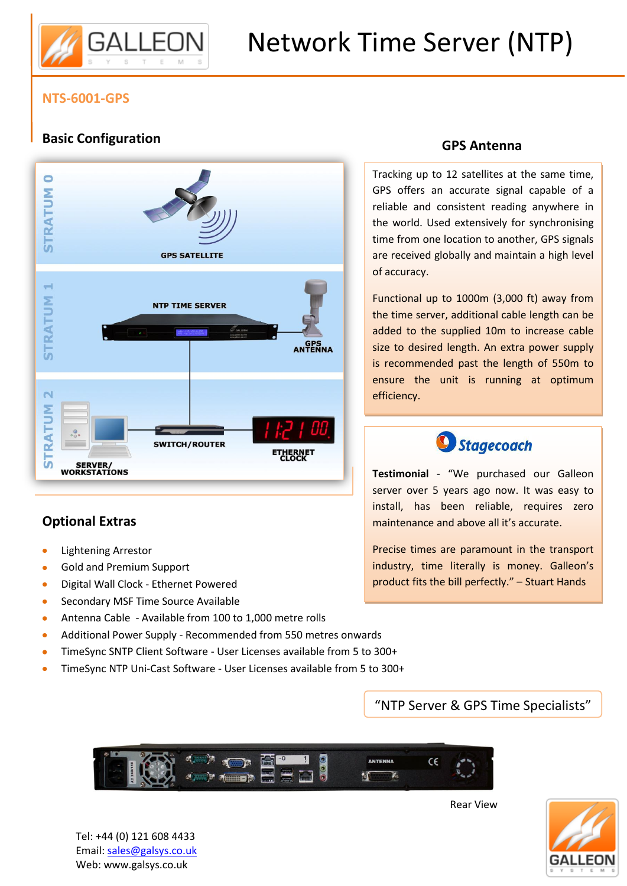# Network Time Server (NTP)

## NTS-6001-GPS

## Basic Configuration

STRATUM 0

GPS SATELLITE

STRATUM 1

NTP TIME SERVER

GPS ANTENNA

STRATUM 2

SERVER/ WORKSTATIONS

SWITCH/ROUTER

ETHERNET CLOCK

## GPS Antenna

Tracking up to 12 satellites at the same time, GPS offers an accurate signal capable of a reliable and consistent reading anywhere in the world. Used extensively for synchronising time from one location to another, GPS signals are received globally and maintain a high level of accuracy.

Functional up to 1000m (3,000 ft) away from the time server, additional cable length can be added to the supplied 10m to increase cable size to desired length. An extra power supply is recommended past the length of 550m to ensure the unit is running at optimum efficiency.

Stagecoach

**Testimonial** - "We purchased our Galleon server over 5 years ago now. It was easy to install, has been reliable, requires zero maintenance and above all it's accurate.

Precise times are paramount in the transport industry, time literally is money. Galleon's product fits the bill perfectly." – Stuart Hands

## Optional Extras

- Lightening Arrestor
- Gold and Premium Support
- Digital Wall Clock - Ethernet Powered
- Secondary MSF Time Source Available
- Antenna Cable - Available from 100 to 1,000 metre rolls
- Additional Power Supply - Recommended from 550 metres onwards
- TimeSync SNTP Client Software - User Licenses available from 5 to 300+
- TimeSync NTP Uni-Cast Software - User Licenses available from 5 to 300+

"NTP Server & GPS Time Specialists"

Rear View

Tel: +44 (0) 121 608 4433
Email: sales@galsys.co.uk
Web: www.galsys.co.uk